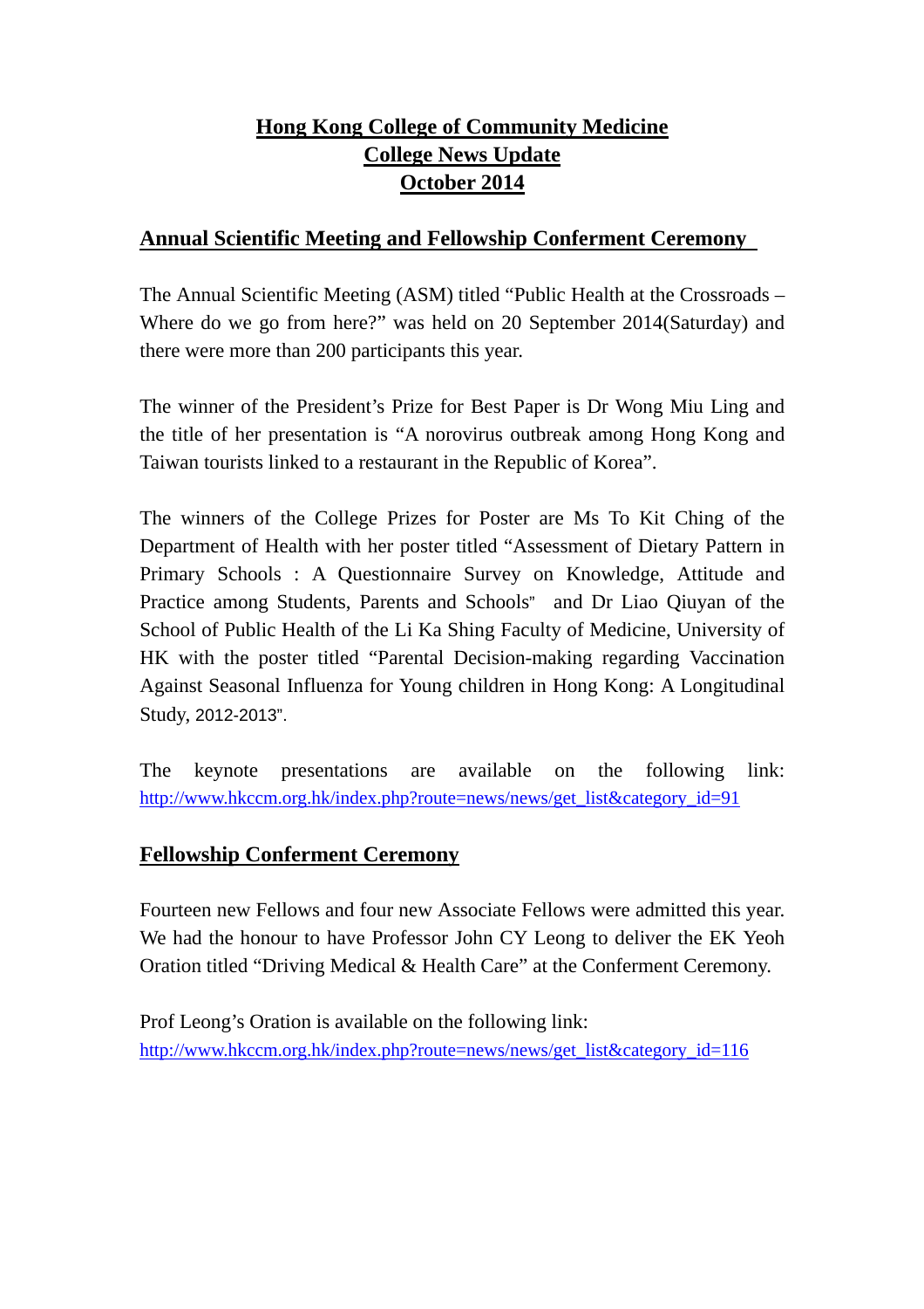# Hong Kong College of Community Medicine

## College News Update

## October 2014

## Annual Scientific Meeting and Fellowship Conferment Ceremony

The Annual Scientific Meeting (ASM) titled "Public Health at the Crossroads – Where do we go from here?" was held on 20 September 2014(Saturday) and there were more than 200 participants this year.

The winner of the President's Prize for Best Paper is Dr Wong Miu Ling and the title of her presentation is "A norovirus outbreak among Hong Kong and Taiwan tourists linked to a restaurant in the Republic of Korea".

The winners of the College Prizes for Poster are Ms To Kit Ching of the Department of Health with her poster titled "Assessment of Dietary Pattern in Primary Schools : A Questionnaire Survey on Knowledge, Attitude and Practice among Students, Parents and Schools" and Dr Liao Qiuyan of the School of Public Health of the Li Ka Shing Faculty of Medicine, University of HK with the poster titled "Parental Decision-making regarding Vaccination Against Seasonal Influenza for Young children in Hong Kong: A Longitudinal Study, 2012-2013".

The keynote presentations are available on the following link: http://www.hkccm.org.hk/index.php?route=news/news/get_list&category_id=91

## Fellowship Conferment Ceremony

Fourteen new Fellows and four new Associate Fellows were admitted this year. We had the honour to have Professor John CY Leong to deliver the EK Yeoh Oration titled "Driving Medical & Health Care" at the Conferment Ceremony.

Prof Leong's Oration is available on the following link: http://www.hkccm.org.hk/index.php?route=news/news/get_list&category_id=116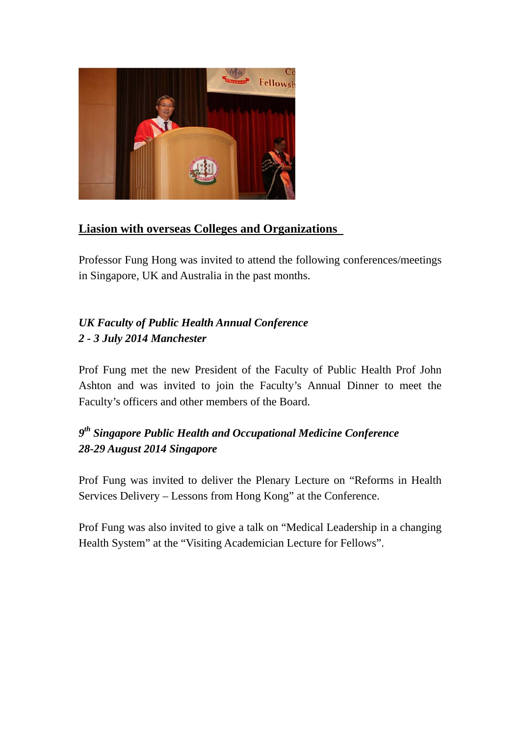**Liasion with overseas Colleges and Organizations**

Professor Fung Hong was invited to attend the following conferences/meetings in Singapore, UK and Australia in the past months.

***UK Faculty of Public Health Annual Conference***
***2 - 3 July 2014 Manchester***

Prof Fung met the new President of the Faculty of Public Health Prof John Ashton and was invited to join the Faculty's Annual Dinner to meet the Faculty's officers and other members of the Board.

***9th Singapore Public Health and Occupational Medicine Conference***
***28-29 August 2014 Singapore***

Prof Fung was invited to deliver the Plenary Lecture on "Reforms in Health Services Delivery – Lessons from Hong Kong" at the Conference.

Prof Fung was also invited to give a talk on "Medical Leadership in a changing Health System" at the "Visiting Academician Lecture for Fellows".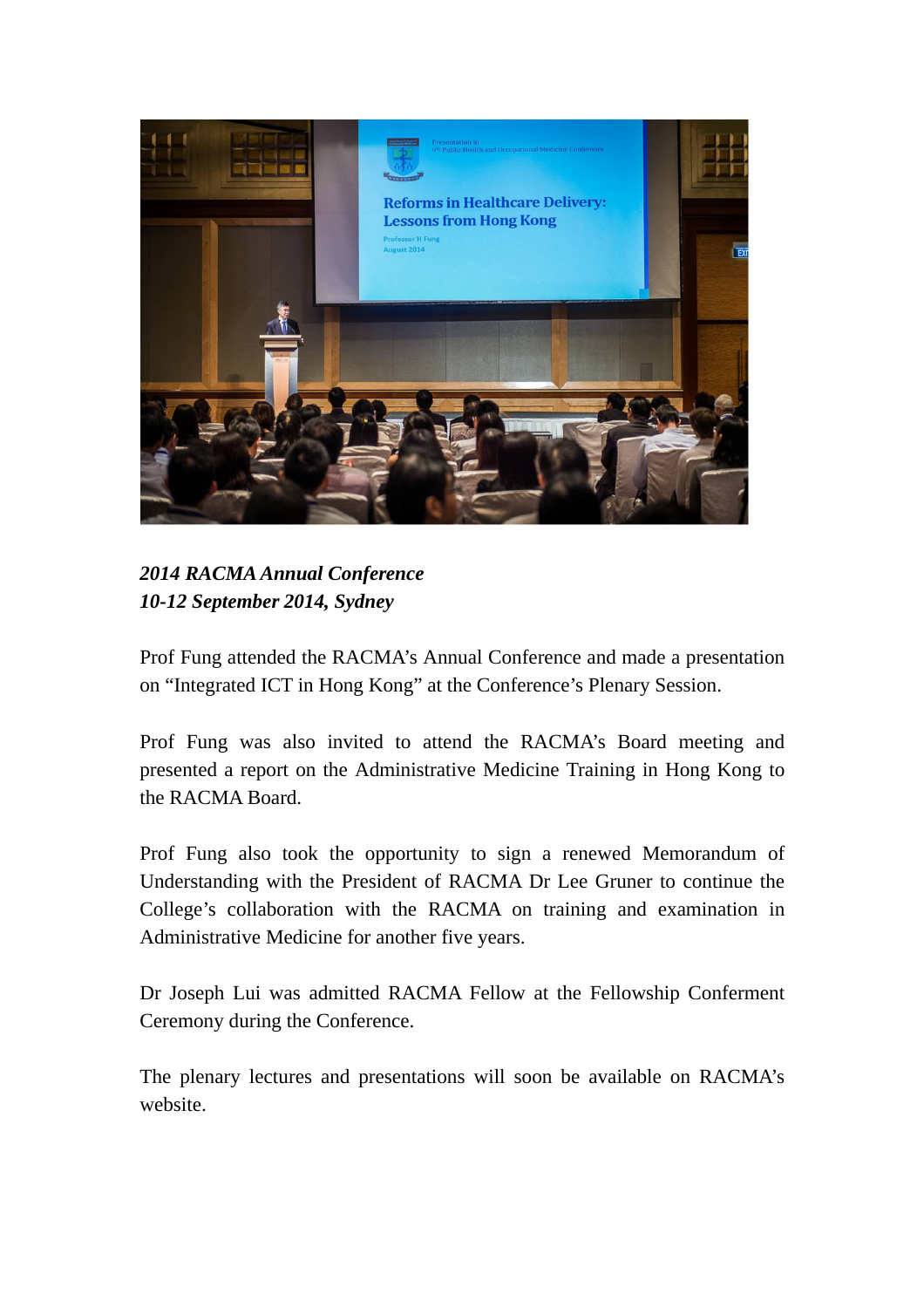*2014 RACMA Annual Conference*
*10-12 September 2014, Sydney*

Prof Fung attended the RACMA's Annual Conference and made a presentation on "Integrated ICT in Hong Kong" at the Conference's Plenary Session.

Prof Fung was also invited to attend the RACMA's Board meeting and presented a report on the Administrative Medicine Training in Hong Kong to the RACMA Board.

Prof Fung also took the opportunity to sign a renewed Memorandum of Understanding with the President of RACMA Dr Lee Gruner to continue the College's collaboration with the RACMA on training and examination in Administrative Medicine for another five years.

Dr Joseph Lui was admitted RACMA Fellow at the Fellowship Conferment Ceremony during the Conference.

The plenary lectures and presentations will soon be available on RACMA's website.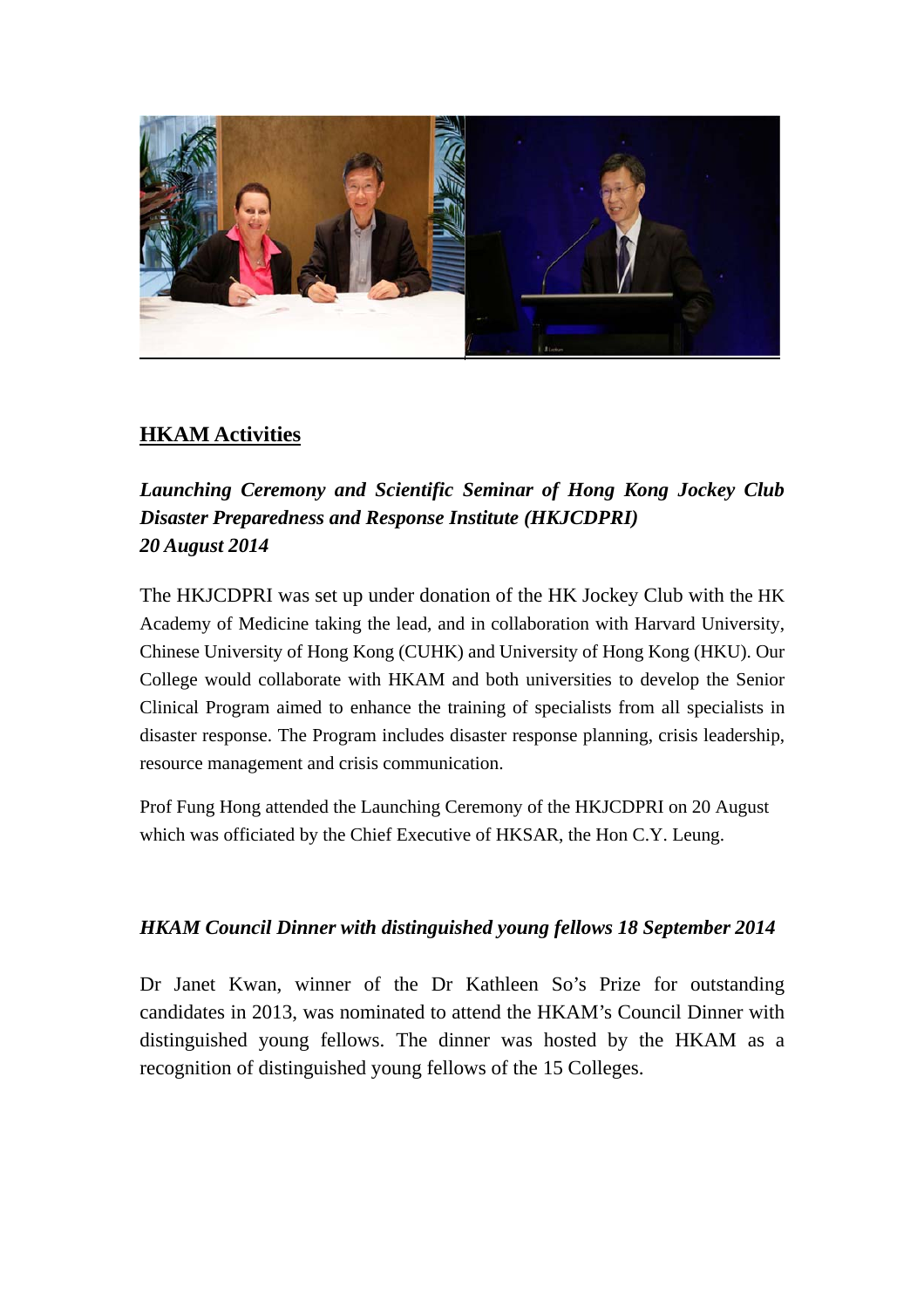## HKAM Activities

***Launching Ceremony and Scientific Seminar of Hong Kong Jockey Club Disaster Preparedness and Response Institute (HKJCDPRI)***
***20 August 2014***

The HKJCDPRI was set up under donation of the HK Jockey Club with the HK Academy of Medicine taking the lead, and in collaboration with Harvard University, Chinese University of Hong Kong (CUHK) and University of Hong Kong (HKU). Our College would collaborate with HKAM and both universities to develop the Senior Clinical Program aimed to enhance the training of specialists from all specialists in disaster response. The Program includes disaster response planning, crisis leadership, resource management and crisis communication.

Prof Fung Hong attended the Launching Ceremony of the HKJCDPRI on 20 August which was officiated by the Chief Executive of HKSAR, the Hon C.Y. Leung.

***HKAM Council Dinner with distinguished young fellows 18 September 2014***

Dr Janet Kwan, winner of the Dr Kathleen So's Prize for outstanding candidates in 2013, was nominated to attend the HKAM's Council Dinner with distinguished young fellows. The dinner was hosted by the HKAM as a recognition of distinguished young fellows of the 15 Colleges.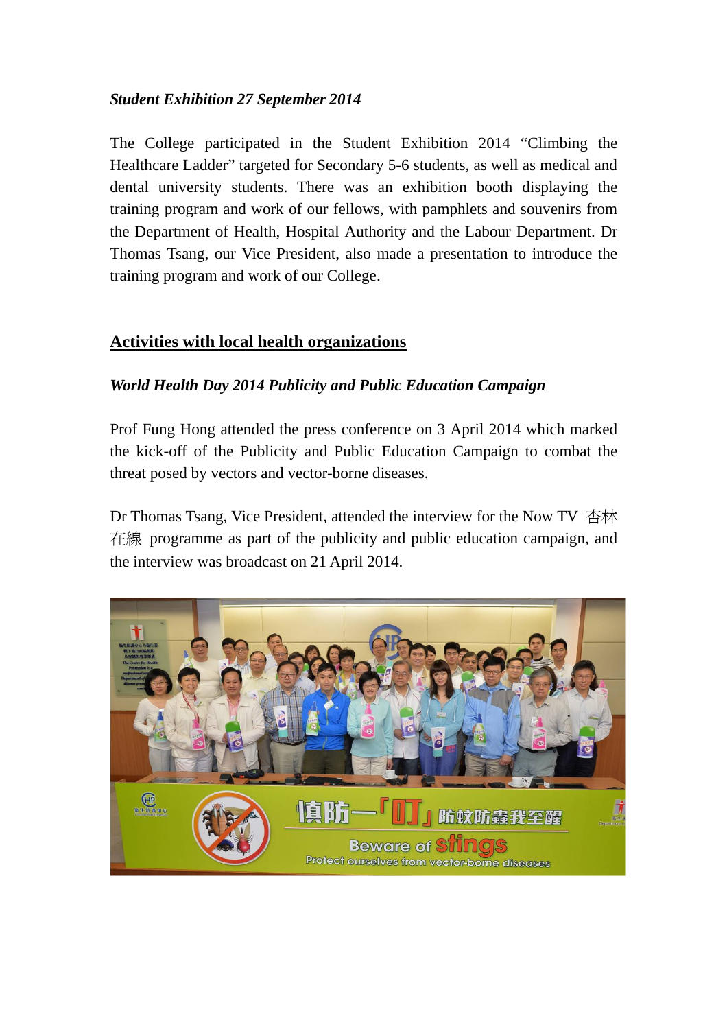***Student Exhibition 27 September 2014***

The College participated in the Student Exhibition 2014 "Climbing the Healthcare Ladder" targeted for Secondary 5-6 students, as well as medical and dental university students. There was an exhibition booth displaying the training program and work of our fellows, with pamphlets and souvenirs from the Department of Health, Hospital Authority and the Labour Department. Dr Thomas Tsang, our Vice President, also made a presentation to introduce the training program and work of our College.

## Activities with local health organizations

***World Health Day 2014 Publicity and Public Education Campaign***

Prof Fung Hong attended the press conference on 3 April 2014 which marked the kick-off of the Publicity and Public Education Campaign to combat the threat posed by vectors and vector-borne diseases.

Dr Thomas Tsang, Vice President, attended the interview for the Now TV 杏林在線 programme as part of the publicity and public education campaign, and the interview was broadcast on 21 April 2014.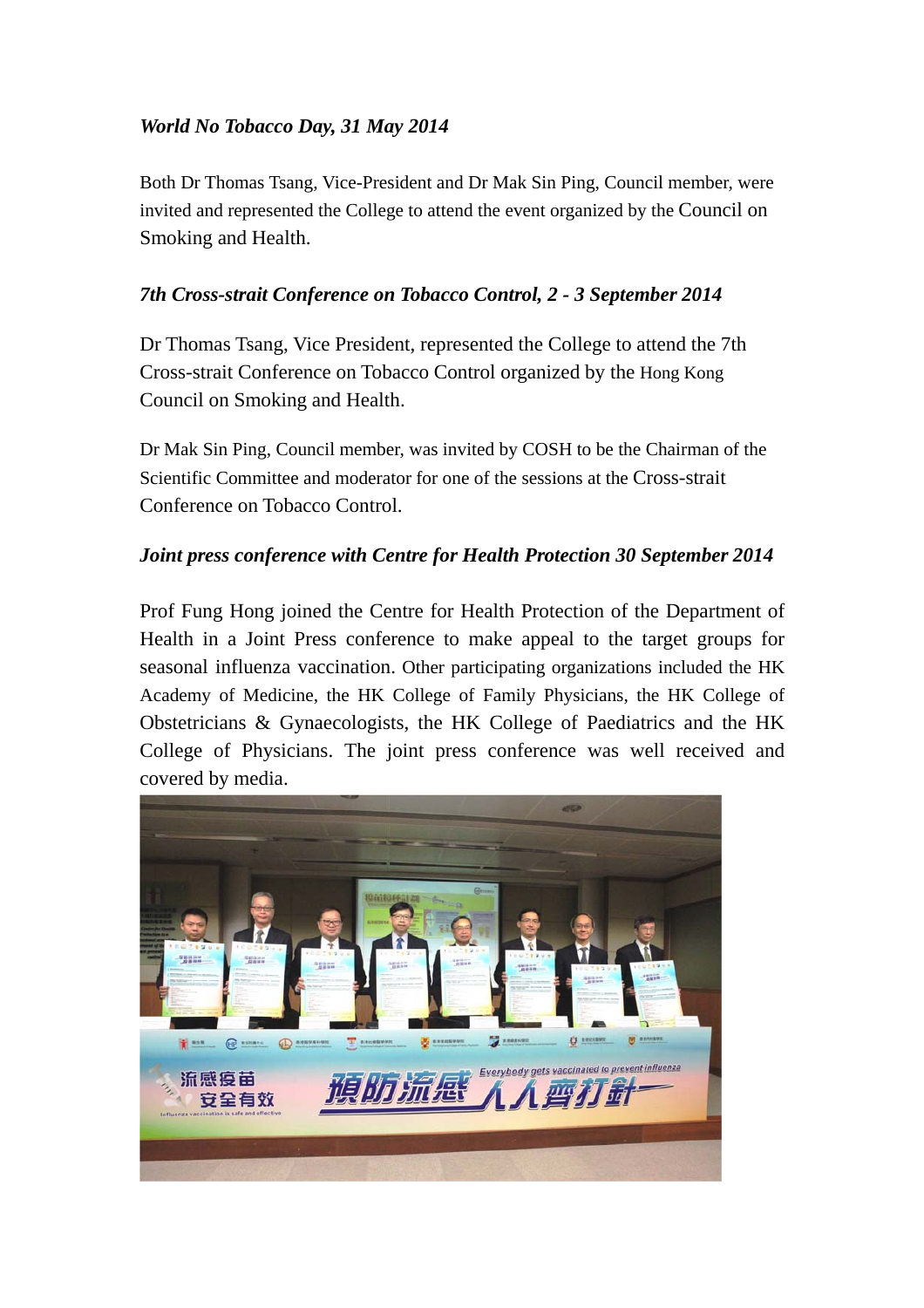*World No Tobacco Day, 31 May 2014*

Both Dr Thomas Tsang, Vice-President and Dr Mak Sin Ping, Council member, were invited and represented the College to attend the event organized by the Council on Smoking and Health.

*7th Cross-strait Conference on Tobacco Control, 2 - 3 September 2014*

Dr Thomas Tsang, Vice President, represented the College to attend the 7th Cross-strait Conference on Tobacco Control organized by the Hong Kong Council on Smoking and Health.

Dr Mak Sin Ping, Council member, was invited by COSH to be the Chairman of the Scientific Committee and moderator for one of the sessions at the Cross-strait Conference on Tobacco Control.

*Joint press conference with Centre for Health Protection 30 September 2014*

Prof Fung Hong joined the Centre for Health Protection of the Department of Health in a Joint Press conference to make appeal to the target groups for seasonal influenza vaccination. Other participating organizations included the HK Academy of Medicine, the HK College of Family Physicians, the HK College of Obstetricians & Gynaecologists, the HK College of Paediatrics and the HK College of Physicians. The joint press conference was well received and covered by media.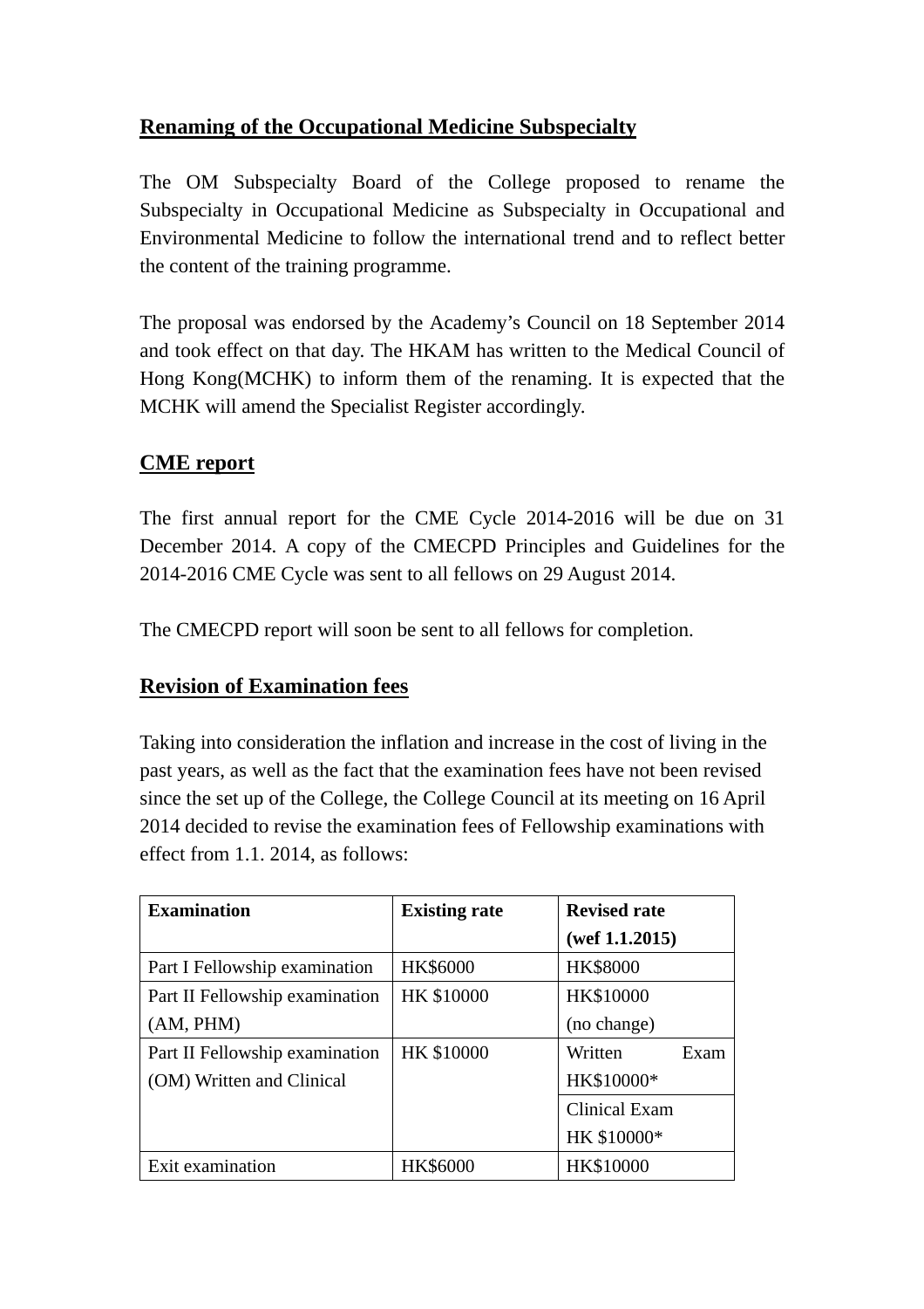## Renaming of the Occupational Medicine Subspecialty

The OM Subspecialty Board of the College proposed to rename the Subspecialty in Occupational Medicine as Subspecialty in Occupational and Environmental Medicine to follow the international trend and to reflect better the content of the training programme.

The proposal was endorsed by the Academy's Council on 18 September 2014 and took effect on that day. The HKAM has written to the Medical Council of Hong Kong(MCHK) to inform them of the renaming. It is expected that the MCHK will amend the Specialist Register accordingly.

## CME report

The first annual report for the CME Cycle 2014-2016 will be due on 31 December 2014. A copy of the CMECPD Principles and Guidelines for the 2014-2016 CME Cycle was sent to all fellows on 29 August 2014.

The CMECPD report will soon be sent to all fellows for completion.

## Revision of Examination fees

Taking into consideration the inflation and increase in the cost of living in the past years, as well as the fact that the examination fees have not been revised since the set up of the College, the College Council at its meeting on 16 April 2014 decided to revise the examination fees of Fellowship examinations with effect from 1.1. 2014, as follows:

| **Examination** | **Existing rate** | **Revised rate (wef 1.1.2015)** |
|---|---|---|
| Part I Fellowship examination | HK$6000 | HK$8000 |
| Part II Fellowship examination (AM, PHM) | HK $10000 | HK$10000 (no change) |
| Part II Fellowship examination (OM) Written and Clinical | HK $10000 | Written Exam HK$10000* |
| | | Clinical Exam HK $10000* |
| Exit examination | HK$6000 | HK$10000 |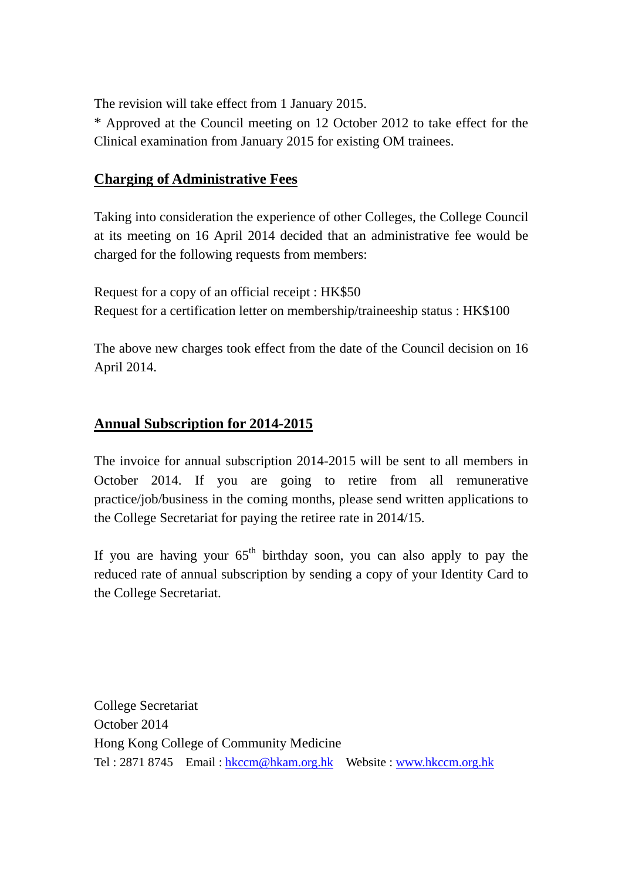The revision will take effect from 1 January 2015.

* Approved at the Council meeting on 12 October 2012 to take effect for the Clinical examination from January 2015 for existing OM trainees.

## Charging of Administrative Fees

Taking into consideration the experience of other Colleges, the College Council at its meeting on 16 April 2014 decided that an administrative fee would be charged for the following requests from members:

Request for a copy of an official receipt : HK$50
Request for a certification letter on membership/traineeship status : HK$100

The above new charges took effect from the date of the Council decision on 16 April 2014.

## Annual Subscription for 2014-2015

The invoice for annual subscription 2014-2015 will be sent to all members in October 2014. If you are going to retire from all remunerative practice/job/business in the coming months, please send written applications to the College Secretariat for paying the retiree rate in 2014/15.

If you are having your 65th birthday soon, you can also apply to pay the reduced rate of annual subscription by sending a copy of your Identity Card to the College Secretariat.

College Secretariat
October 2014
Hong Kong College of Community Medicine
Tel : 2871 8745 Email : [hkccm@hkam.org.hk](mailto:hkccm@hkam.org.hk) Website : [www.hkccm.org.hk](http://www.hkccm.org.hk)